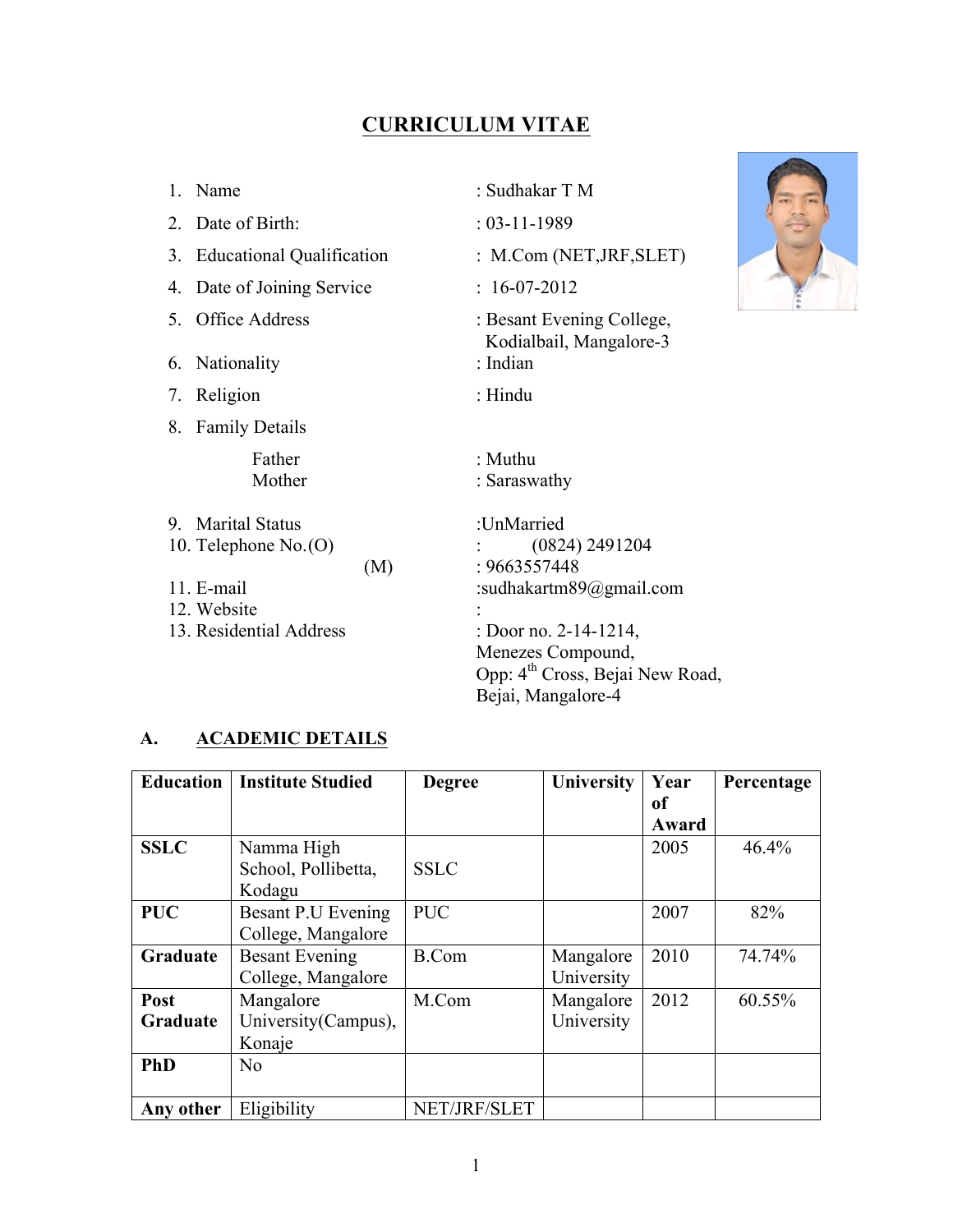# CURRICULUM VITAE

1. Name : Sudhakar T M
2. Date of Birth: : 03-11-1989
3. Educational Qualification : M.Com (NET,JRF,SLET)
4. Date of Joining Service : 16-07-2012
5. Office Address : Besant Evening College, Kodialbail, Mangalore-3
6. Nationality : Indian
7. Religion : Hindu
8. Family Details

   Father : Muthu
   Mother : Saraswathy

9. Marital Status :UnMarried
10. Telephone No.(O) : (0824) 2491204
    (M) : 9663557448
11. E-mail :sudhakartm89@gmail.com
12. Website :
13. Residential Address : Door no. 2-14-1214, Menezes Compound, Opp: 4th Cross, Bejai New Road, Bejai, Mangalore-4

## A. ACADEMIC DETAILS

| Education | Institute Studied | Degree | University | Year of Award | Percentage |
|---|---|---|---|---|---|
| **SSLC** | Namma High School, Pollibetta, Kodagu | SSLC | | 2005 | 46.4% |
| **PUC** | Besant P.U Evening College, Mangalore | PUC | | 2007 | 82% |
| **Graduate** | Besant Evening College, Mangalore | B.Com | Mangalore University | 2010 | 74.74% |
| **Post Graduate** | Mangalore University(Campus), Konaje | M.Com | Mangalore University | 2012 | 60.55% |
| **PhD** | No | | | | |
| **Any other** | Eligibility | NET/JRF/SLET | | | |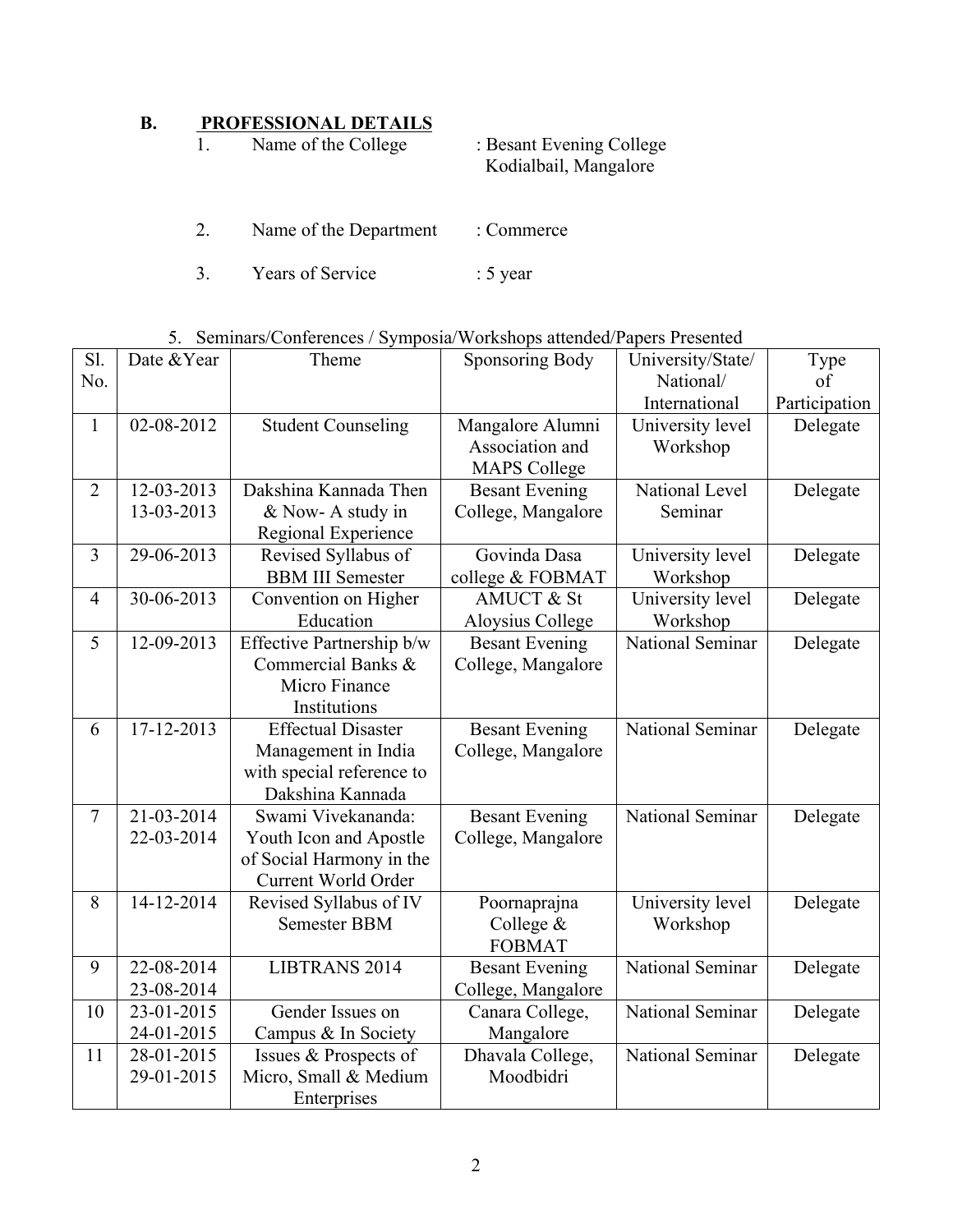## B. PROFESSIONAL DETAILS

1. Name of the College : Besant Evening College Kodialbail, Mangalore

2. Name of the Department : Commerce

3. Years of Service : 5 year

5. Seminars/Conferences / Symposia/Workshops attended/Papers Presented

| Sl. No. | Date &Year | Theme | Sponsoring Body | University/State/ National/ International | Type of Participation |
|---|---|---|---|---|---|
| 1 | 02-08-2012 | Student Counseling | Mangalore Alumni Association and MAPS College | University level Workshop | Delegate |
| 2 | 12-03-2013 13-03-2013 | Dakshina Kannada Then & Now- A study in Regional Experience | Besant Evening College, Mangalore | National Level Seminar | Delegate |
| 3 | 29-06-2013 | Revised Syllabus of BBM III Semester | Govinda Dasa college & FOBMAT | University level Workshop | Delegate |
| 4 | 30-06-2013 | Convention on Higher Education | AMUCT & St Aloysius College | University level Workshop | Delegate |
| 5 | 12-09-2013 | Effective Partnership b/w Commercial Banks & Micro Finance Institutions | Besant Evening College, Mangalore | National Seminar | Delegate |
| 6 | 17-12-2013 | Effectual Disaster Management in India with special reference to Dakshina Kannada | Besant Evening College, Mangalore | National Seminar | Delegate |
| 7 | 21-03-2014 22-03-2014 | Swami Vivekananda: Youth Icon and Apostle of Social Harmony in the Current World Order | Besant Evening College, Mangalore | National Seminar | Delegate |
| 8 | 14-12-2014 | Revised Syllabus of IV Semester BBM | Poornaprajna College & FOBMAT | University level Workshop | Delegate |
| 9 | 22-08-2014 23-08-2014 | LIBTRANS 2014 | Besant Evening College, Mangalore | National Seminar | Delegate |
| 10 | 23-01-2015 24-01-2015 | Gender Issues on Campus & In Society | Canara College, Mangalore | National Seminar | Delegate |
| 11 | 28-01-2015 29-01-2015 | Issues & Prospects of Micro, Small & Medium Enterprises | Dhavala College, Moodbidri | National Seminar | Delegate |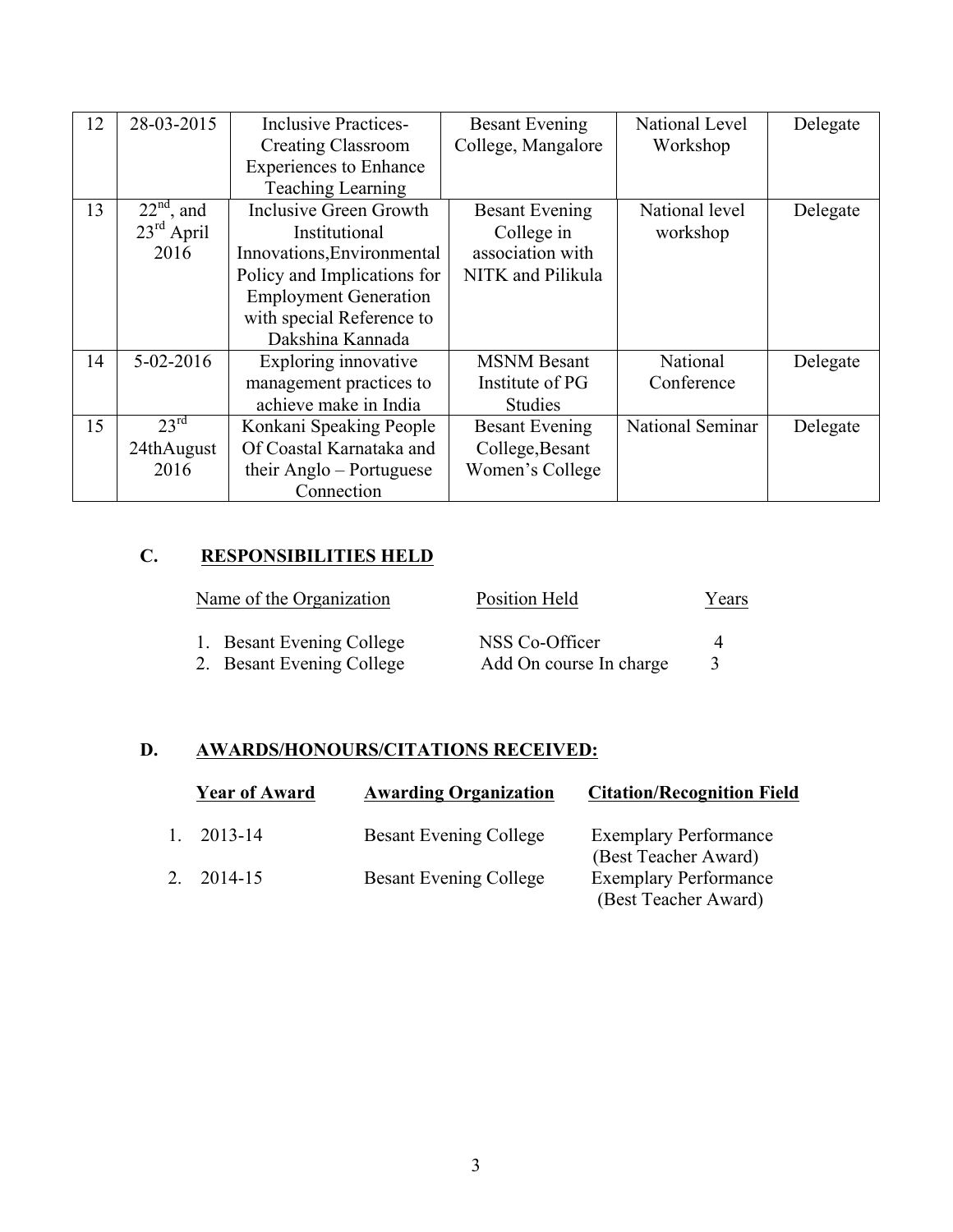| | | | | | |
|---|---|---|---|---|---|
| 12 | 28-03-2015 | Inclusive Practices-Creating Classroom Experiences to Enhance Teaching Learning | Besant Evening College, Mangalore | National Level Workshop | Delegate |
| 13 | 22nd, and 23rd April 2016 | Inclusive Green Growth Institutional Innovations,Environmental Policy and Implications for Employment Generation with special Reference to Dakshina Kannada | Besant Evening College in association with NITK and Pilikula | National level workshop | Delegate |
| 14 | 5-02-2016 | Exploring innovative management practices to achieve make in India | MSNM Besant Institute of PG Studies | National Conference | Delegate |
| 15 | 23rd 24thAugust 2016 | Konkani Speaking People Of Coastal Karnataka and their Anglo – Portuguese Connection | Besant Evening College,Besant Women's College | National Seminar | Delegate |

## C. RESPONSIBILITIES HELD

| Name of the Organization | Position Held | Years |
|---|---|---|
| 1. Besant Evening College | NSS Co-Officer | 4 |
| 2. Besant Evening College | Add On course In charge | 3 |

## D. AWARDS/HONOURS/CITATIONS RECEIVED:

| | Year of Award | Awarding Organization | Citation/Recognition Field |
|---|---|---|---|
| 1. | 2013-14 | Besant Evening College | Exemplary Performance (Best Teacher Award) |
| 2. | 2014-15 | Besant Evening College | Exemplary Performance (Best Teacher Award) |